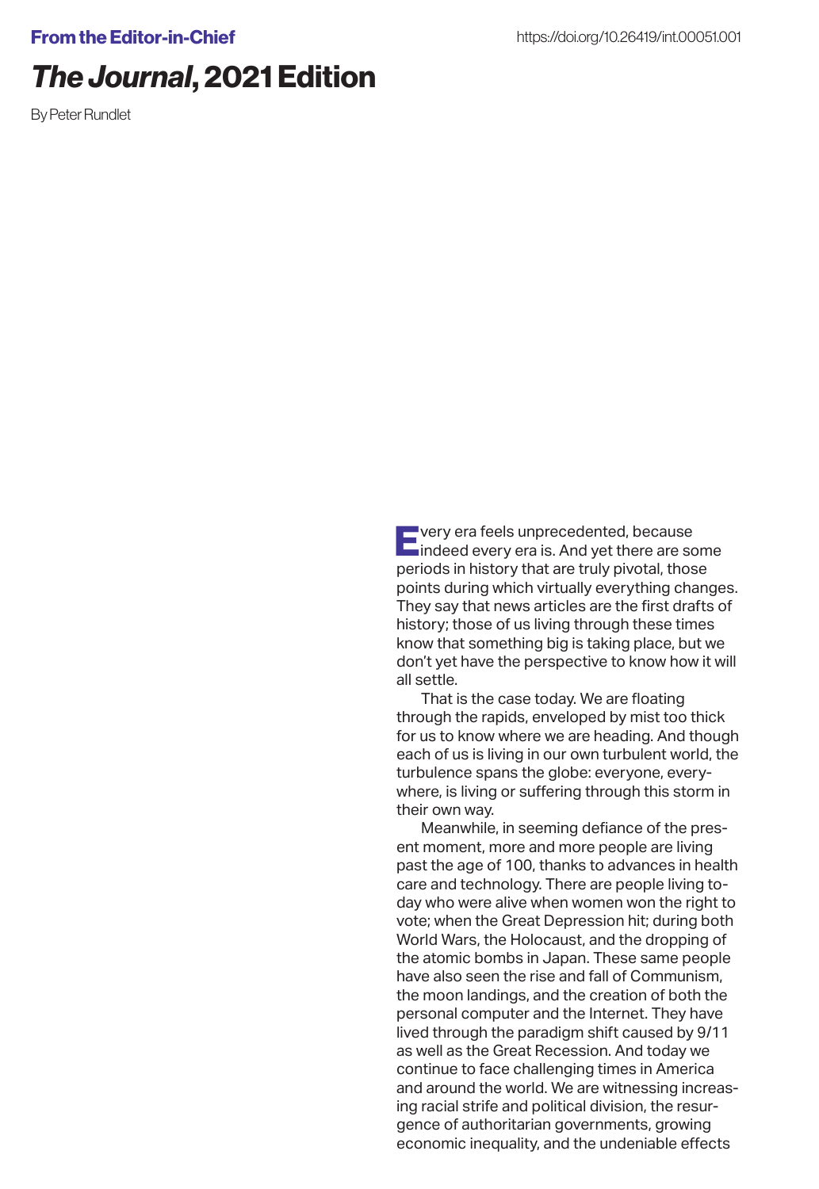From the Editor-in-Chief

https://doi.org/10.26419/int.00051.001

# *The Journal*, 2021 Edition

By Peter Rundlet

Every era feels unprecedented, because indeed every era is. And yet there are some periods in history that are truly pivotal, those points during which virtually everything changes. They say that news articles are the first drafts of history; those of us living through these times know that something big is taking place, but we don't yet have the perspective to know how it will all settle.

That is the case today. We are floating through the rapids, enveloped by mist too thick for us to know where we are heading. And though each of us is living in our own turbulent world, the turbulence spans the globe: everyone, everywhere, is living or suffering through this storm in their own way.

Meanwhile, in seeming defiance of the present moment, more and more people are living past the age of 100, thanks to advances in health care and technology. There are people living today who were alive when women won the right to vote; when the Great Depression hit; during both World Wars, the Holocaust, and the dropping of the atomic bombs in Japan. These same people have also seen the rise and fall of Communism, the moon landings, and the creation of both the personal computer and the Internet. They have lived through the paradigm shift caused by 9/11 as well as the Great Recession. And today we continue to face challenging times in America and around the world. We are witnessing increasing racial strife and political division, the resurgence of authoritarian governments, growing economic inequality, and the undeniable effects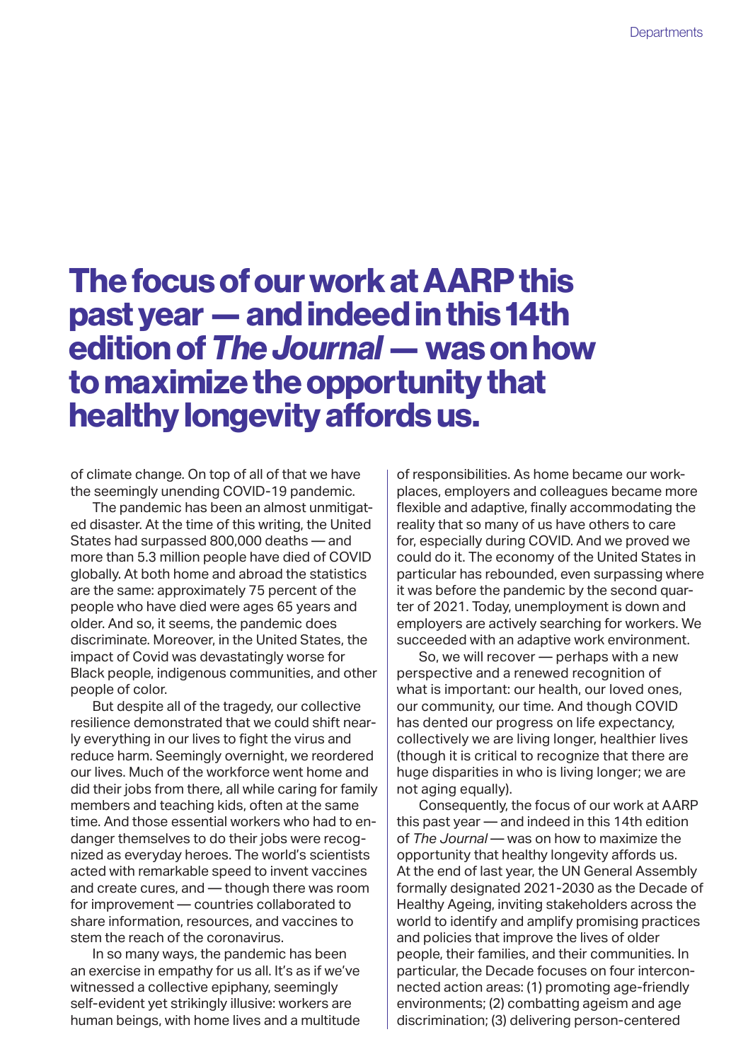# The focus of our work at AARP this past year — and indeed in this 14th edition of *The Journal* — was on how to maximize the opportunity that healthy longevity affords us.

of climate change. On top of all of that we have the seemingly unending COVID-19 pandemic.

The pandemic has been an almost unmitigated disaster. At the time of this writing, the United States had surpassed 800,000 deaths — and more than 5.3 million people have died of COVID globally. At both home and abroad the statistics are the same: approximately 75 percent of the people who have died were ages 65 years and older. And so, it seems, the pandemic does discriminate. Moreover, in the United States, the impact of Covid was devastatingly worse for Black people, indigenous communities, and other people of color.

But despite all of the tragedy, our collective resilience demonstrated that we could shift nearly everything in our lives to fight the virus and reduce harm. Seemingly overnight, we reordered our lives. Much of the workforce went home and did their jobs from there, all while caring for family members and teaching kids, often at the same time. And those essential workers who had to endanger themselves to do their jobs were recognized as everyday heroes. The world's scientists acted with remarkable speed to invent vaccines and create cures, and — though there was room for improvement — countries collaborated to share information, resources, and vaccines to stem the reach of the coronavirus.

In so many ways, the pandemic has been an exercise in empathy for us all. It's as if we've witnessed a collective epiphany, seemingly self-evident yet strikingly illusive: workers are human beings, with home lives and a multitude of responsibilities. As home became our workplaces, employers and colleagues became more flexible and adaptive, finally accommodating the reality that so many of us have others to care for, especially during COVID. And we proved we could do it. The economy of the United States in particular has rebounded, even surpassing where it was before the pandemic by the second quarter of 2021. Today, unemployment is down and employers are actively searching for workers. We succeeded with an adaptive work environment.

So, we will recover — perhaps with a new perspective and a renewed recognition of what is important: our health, our loved ones, our community, our time. And though COVID has dented our progress on life expectancy, collectively we are living longer, healthier lives (though it is critical to recognize that there are huge disparities in who is living longer; we are not aging equally).

Consequently, the focus of our work at AARP this past year — and indeed in this 14th edition of *The Journal* — was on how to maximize the opportunity that healthy longevity affords us. At the end of last year, the UN General Assembly formally designated 2021-2030 as the Decade of Healthy Ageing, inviting stakeholders across the world to identify and amplify promising practices and policies that improve the lives of older people, their families, and their communities. In particular, the Decade focuses on four interconnected action areas: (1) promoting age-friendly environments; (2) combatting ageism and age discrimination; (3) delivering person-centered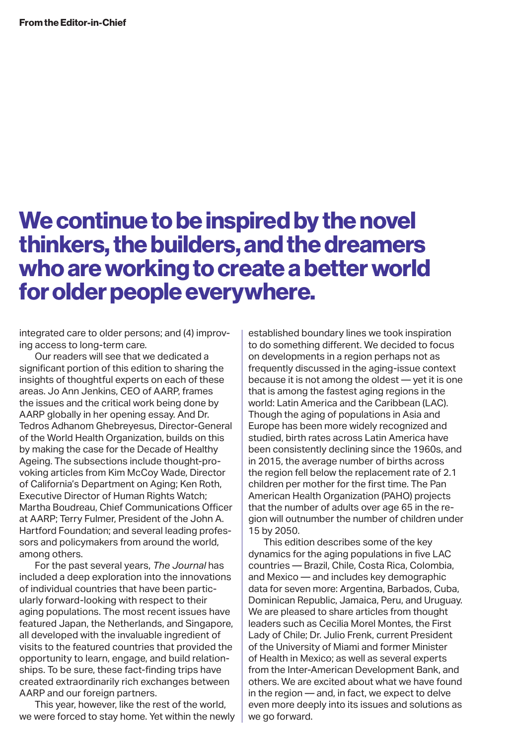# We continue to be inspired by the novel thinkers, the builders, and the dreamers who are working to create a better world for older people everywhere.

integrated care to older persons; and (4) improving access to long-term care.

Our readers will see that we dedicated a significant portion of this edition to sharing the insights of thoughtful experts on each of these areas. Jo Ann Jenkins, CEO of AARP, frames the issues and the critical work being done by AARP globally in her opening essay. And Dr. Tedros Adhanom Ghebreyesus, Director-General of the World Health Organization, builds on this by making the case for the Decade of Healthy Ageing. The subsections include thought-provoking articles from Kim McCoy Wade, Director of California's Department on Aging; Ken Roth, Executive Director of Human Rights Watch; Martha Boudreau, Chief Communications Officer at AARP; Terry Fulmer, President of the John A. Hartford Foundation; and several leading professors and policymakers from around the world, among others.

For the past several years, *The Journal* has included a deep exploration into the innovations of individual countries that have been particularly forward-looking with respect to their aging populations. The most recent issues have featured Japan, the Netherlands, and Singapore, all developed with the invaluable ingredient of visits to the featured countries that provided the opportunity to learn, engage, and build relationships. To be sure, these fact-finding trips have created extraordinarily rich exchanges between AARP and our foreign partners.

This year, however, like the rest of the world, we were forced to stay home. Yet within the newly established boundary lines we took inspiration to do something different. We decided to focus on developments in a region perhaps not as frequently discussed in the aging-issue context because it is not among the oldest — yet it is one that is among the fastest aging regions in the world: Latin America and the Caribbean (LAC). Though the aging of populations in Asia and Europe has been more widely recognized and studied, birth rates across Latin America have been consistently declining since the 1960s, and in 2015, the average number of births across the region fell below the replacement rate of 2.1 children per mother for the first time. The Pan American Health Organization (PAHO) projects that the number of adults over age 65 in the region will outnumber the number of children under 15 by 2050.

This edition describes some of the key dynamics for the aging populations in five LAC countries — Brazil, Chile, Costa Rica, Colombia, and Mexico — and includes key demographic data for seven more: Argentina, Barbados, Cuba, Dominican Republic, Jamaica, Peru, and Uruguay. We are pleased to share articles from thought leaders such as Cecilia Morel Montes, the First Lady of Chile; Dr. Julio Frenk, current President of the University of Miami and former Minister of Health in Mexico; as well as several experts from the Inter-American Development Bank, and others. We are excited about what we have found in the region — and, in fact, we expect to delve even more deeply into its issues and solutions as we go forward.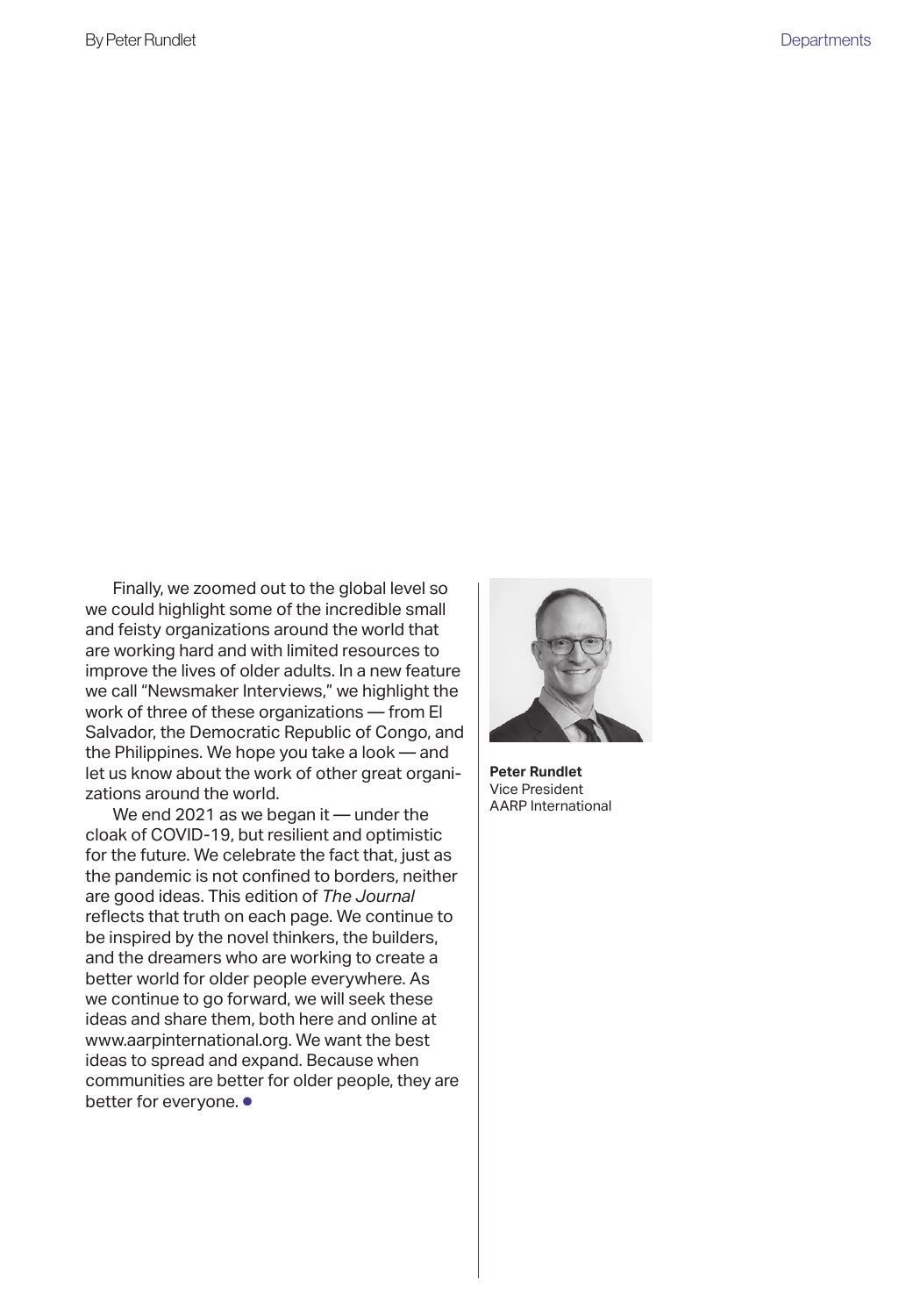Finally, we zoomed out to the global level so we could highlight some of the incredible small and feisty organizations around the world that are working hard and with limited resources to improve the lives of older adults. In a new feature we call "Newsmaker Interviews," we highlight the work of three of these organizations — from El Salvador, the Democratic Republic of Congo, and the Philippines. We hope you take a look — and let us know about the work of other great organizations around the world.

We end 2021 as we began it — under the cloak of COVID-19, but resilient and optimistic for the future. We celebrate the fact that, just as the pandemic is not confined to borders, neither are good ideas. This edition of *The Journal* reflects that truth on each page. We continue to be inspired by the novel thinkers, the builders, and the dreamers who are working to create a better world for older people everywhere. As we continue to go forward, we will seek these ideas and share them, both here and online at www.aarpinternational.org. We want the best ideas to spread and expand. Because when communities are better for older people, they are better for everyone. ●

**Peter Rundlet**
Vice President
AARP International